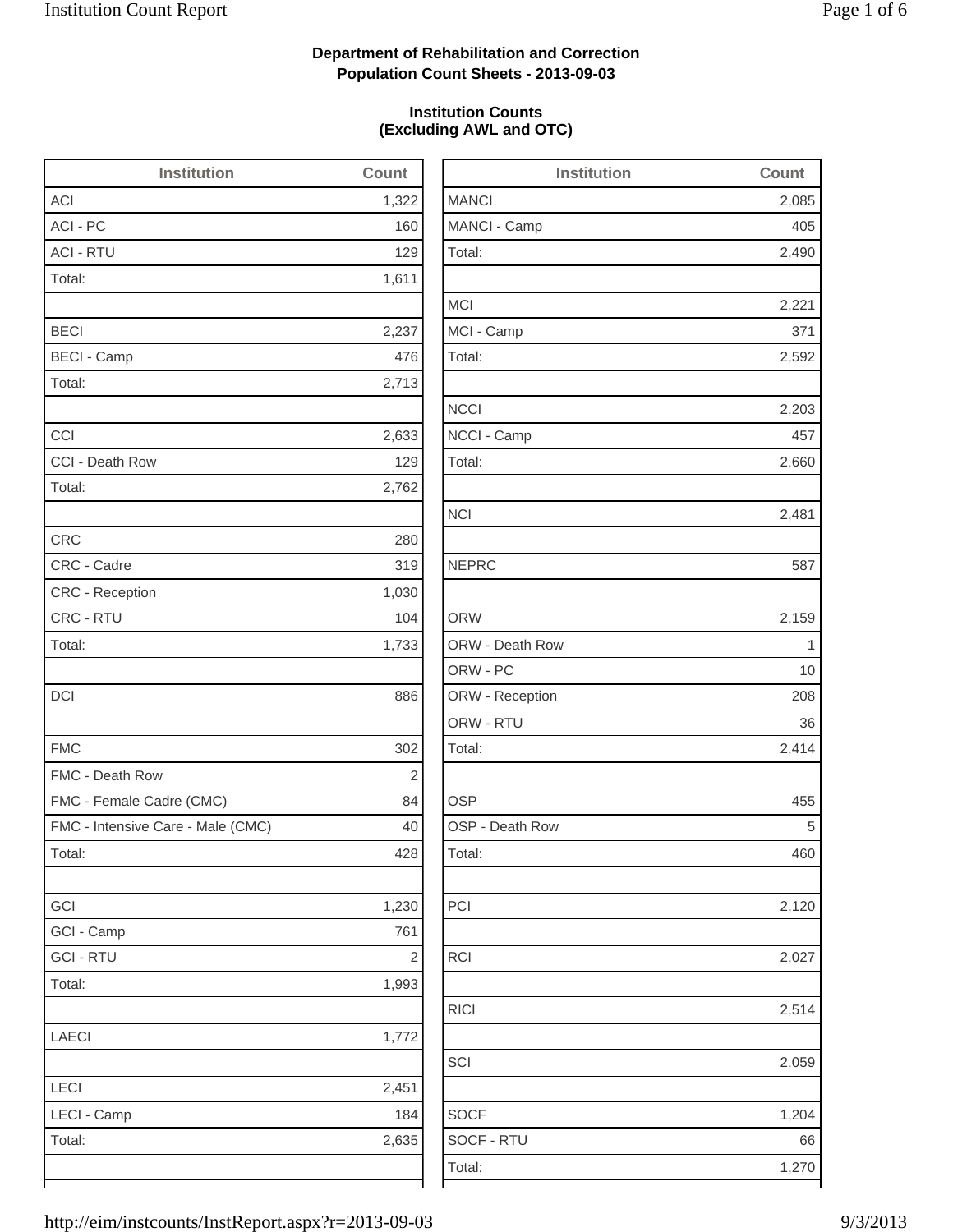**Department of Rehabilitation and Correction**
**Population Count Sheets - 2013-09-03**

**Institution Counts**
**(Excluding AWL and OTC)**

| Institution | Count |
|---|---|
| ACI | 1,322 |
| ACI - PC | 160 |
| ACI - RTU | 129 |
| Total: | 1,611 |
| | |
| BECI | 2,237 |
| BECI - Camp | 476 |
| Total: | 2,713 |
| | |
| CCI | 2,633 |
| CCI - Death Row | 129 |
| Total: | 2,762 |
| | |
| CRC | 280 |
| CRC - Cadre | 319 |
| CRC - Reception | 1,030 |
| CRC - RTU | 104 |
| Total: | 1,733 |
| | |
| DCI | 886 |
| | |
| FMC | 302 |
| FMC - Death Row | 2 |
| FMC - Female Cadre (CMC) | 84 |
| FMC - Intensive Care - Male (CMC) | 40 |
| Total: | 428 |
| | |
| GCI | 1,230 |
| GCI - Camp | 761 |
| GCI - RTU | 2 |
| Total: | 1,993 |
| | |
| LAECI | 1,772 |
| | |
| LECI | 2,451 |
| LECI - Camp | 184 |
| Total: | 2,635 |

| Institution | Count |
|---|---|
| MANCI | 2,085 |
| MANCI - Camp | 405 |
| Total: | 2,490 |
| | |
| MCI | 2,221 |
| MCI - Camp | 371 |
| Total: | 2,592 |
| | |
| NCCI | 2,203 |
| NCCI - Camp | 457 |
| Total: | 2,660 |
| | |
| NCI | 2,481 |
| | |
| NEPRC | 587 |
| | |
| ORW | 2,159 |
| ORW - Death Row | 1 |
| ORW - PC | 10 |
| ORW - Reception | 208 |
| ORW - RTU | 36 |
| Total: | 2,414 |
| | |
| OSP | 455 |
| OSP - Death Row | 5 |
| Total: | 460 |
| | |
| PCI | 2,120 |
| | |
| RCI | 2,027 |
| | |
| RICI | 2,514 |
| | |
| SCI | 2,059 |
| | |
| SOCF | 1,204 |
| SOCF - RTU | 66 |
| Total: | 1,270 |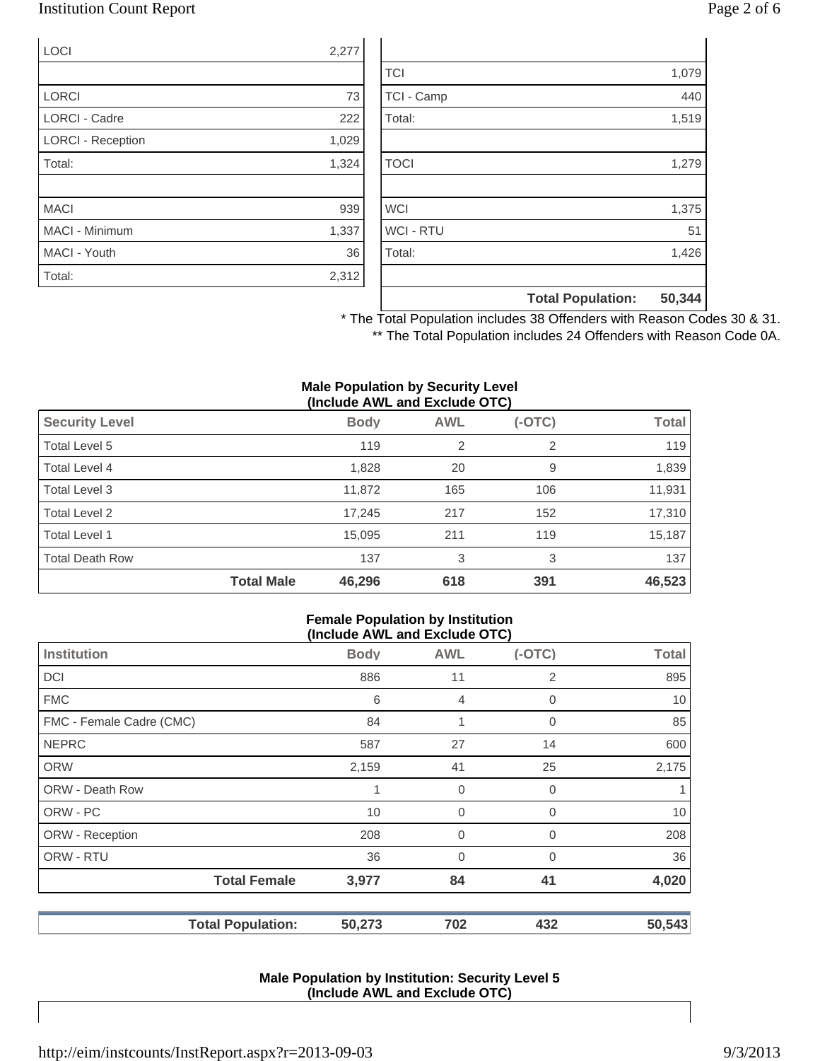| | |
|---|---|
| LOCI | 2,277 |
| | |
| LORCI | 73 |
| LORCI - Cadre | 222 |
| LORCI - Reception | 1,029 |
| Total: | 1,324 |
| | |
| MACI | 939 |
| MACI - Minimum | 1,337 |
| MACI - Youth | 36 |
| Total: | 2,312 |

| | |
|---|---|
| | |
| TCI | 1,079 |
| TCI - Camp | 440 |
| Total: | 1,519 |
| | |
| TOCI | 1,279 |
| | |
| WCI | 1,375 |
| WCI - RTU | 51 |
| Total: | 1,426 |
| | |
| **Total Population:** | **50,344** |

\* The Total Population includes 38 Offenders with Reason Codes 30 & 31.

\*\* The Total Population includes 24 Offenders with Reason Code 0A.

**Male Population by Security Level (Include AWL and Exclude OTC)**

| Security Level | Body | AWL | (-OTC) | Total |
|---|---|---|---|---|
| Total Level 5 | 119 | 2 | 2 | 119 |
| Total Level 4 | 1,828 | 20 | 9 | 1,839 |
| Total Level 3 | 11,872 | 165 | 106 | 11,931 |
| Total Level 2 | 17,245 | 217 | 152 | 17,310 |
| Total Level 1 | 15,095 | 211 | 119 | 15,187 |
| Total Death Row | 137 | 3 | 3 | 137 |
| **Total Male** | **46,296** | **618** | **391** | **46,523** |

**Female Population by Institution (Include AWL and Exclude OTC)**

| Institution | Body | AWL | (-OTC) | Total |
|---|---|---|---|---|
| DCI | 886 | 11 | 2 | 895 |
| FMC | 6 | 4 | 0 | 10 |
| FMC - Female Cadre (CMC) | 84 | 1 | 0 | 85 |
| NEPRC | 587 | 27 | 14 | 600 |
| ORW | 2,159 | 41 | 25 | 2,175 |
| ORW - Death Row | 1 | 0 | 0 | 1 |
| ORW - PC | 10 | 0 | 0 | 10 |
| ORW - Reception | 208 | 0 | 0 | 208 |
| ORW - RTU | 36 | 0 | 0 | 36 |
| **Total Female** | **3,977** | **84** | **41** | **4,020** |
| **Total Population:** | **50,273** | **702** | **432** | **50,543** |

**Male Population by Institution: Security Level 5 (Include AWL and Exclude OTC)**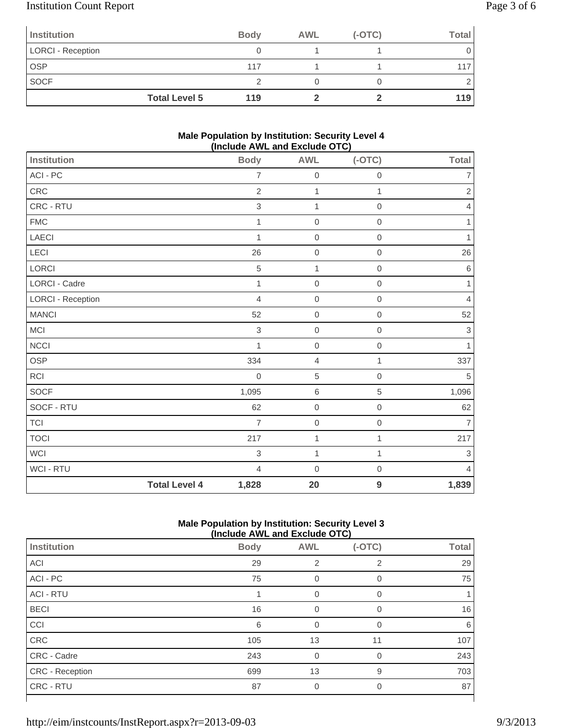| Institution | Body | AWL | (-OTC) | Total |
|---|---|---|---|---|
| LORCI - Reception | 0 | 1 | 1 | 0 |
| OSP | 117 | 1 | 1 | 117 |
| SOCF | 2 | 0 | 0 | 2 |
| **Total Level 5** | **119** | **2** | **2** | **119** |

**Male Population by Institution: Security Level 4 (Include AWL and Exclude OTC)**

| Institution | Body | AWL | (-OTC) | Total |
|---|---|---|---|---|
| ACI - PC | 7 | 0 | 0 | 7 |
| CRC | 2 | 1 | 1 | 2 |
| CRC - RTU | 3 | 1 | 0 | 4 |
| FMC | 1 | 0 | 0 | 1 |
| LAECI | 1 | 0 | 0 | 1 |
| LECI | 26 | 0 | 0 | 26 |
| LORCI | 5 | 1 | 0 | 6 |
| LORCI - Cadre | 1 | 0 | 0 | 1 |
| LORCI - Reception | 4 | 0 | 0 | 4 |
| MANCI | 52 | 0 | 0 | 52 |
| MCI | 3 | 0 | 0 | 3 |
| NCCI | 1 | 0 | 0 | 1 |
| OSP | 334 | 4 | 1 | 337 |
| RCI | 0 | 5 | 0 | 5 |
| SOCF | 1,095 | 6 | 5 | 1,096 |
| SOCF - RTU | 62 | 0 | 0 | 62 |
| TCI | 7 | 0 | 0 | 7 |
| TOCI | 217 | 1 | 1 | 217 |
| WCI | 3 | 1 | 1 | 3 |
| WCI - RTU | 4 | 0 | 0 | 4 |
| **Total Level 4** | **1,828** | **20** | **9** | **1,839** |

**Male Population by Institution: Security Level 3 (Include AWL and Exclude OTC)**

| Institution | Body | AWL | (-OTC) | Total |
|---|---|---|---|---|
| ACI | 29 | 2 | 2 | 29 |
| ACI - PC | 75 | 0 | 0 | 75 |
| ACI - RTU | 1 | 0 | 0 | 1 |
| BECI | 16 | 0 | 0 | 16 |
| CCI | 6 | 0 | 0 | 6 |
| CRC | 105 | 13 | 11 | 107 |
| CRC - Cadre | 243 | 0 | 0 | 243 |
| CRC - Reception | 699 | 13 | 9 | 703 |
| CRC - RTU | 87 | 0 | 0 | 87 |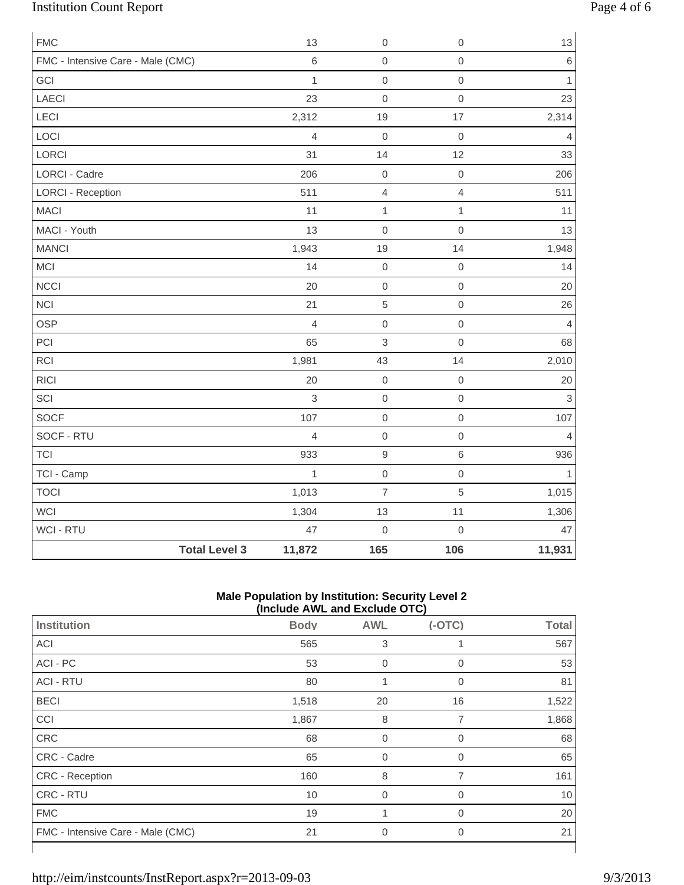| Institution | Body | AWL | (-OTC) | Total |
|---|---|---|---|---|
| FMC | 13 | 0 | 0 | 13 |
| FMC - Intensive Care - Male (CMC) | 6 | 0 | 0 | 6 |
| GCI | 1 | 0 | 0 | 1 |
| LAECI | 23 | 0 | 0 | 23 |
| LECI | 2,312 | 19 | 17 | 2,314 |
| LOCI | 4 | 0 | 0 | 4 |
| LORCI | 31 | 14 | 12 | 33 |
| LORCI - Cadre | 206 | 0 | 0 | 206 |
| LORCI - Reception | 511 | 4 | 4 | 511 |
| MACI | 11 | 1 | 1 | 11 |
| MACI - Youth | 13 | 0 | 0 | 13 |
| MANCI | 1,943 | 19 | 14 | 1,948 |
| MCI | 14 | 0 | 0 | 14 |
| NCCI | 20 | 0 | 0 | 20 |
| NCI | 21 | 5 | 0 | 26 |
| OSP | 4 | 0 | 0 | 4 |
| PCI | 65 | 3 | 0 | 68 |
| RCI | 1,981 | 43 | 14 | 2,010 |
| RICI | 20 | 0 | 0 | 20 |
| SCI | 3 | 0 | 0 | 3 |
| SOCF | 107 | 0 | 0 | 107 |
| SOCF - RTU | 4 | 0 | 0 | 4 |
| TCI | 933 | 9 | 6 | 936 |
| TCI - Camp | 1 | 0 | 0 | 1 |
| TOCI | 1,013 | 7 | 5 | 1,015 |
| WCI | 1,304 | 13 | 11 | 1,306 |
| WCI - RTU | 47 | 0 | 0 | 47 |
| **Total Level 3** | **11,872** | **165** | **106** | **11,931** |

**Male Population by Institution: Security Level 2 (Include AWL and Exclude OTC)**

| Institution | Body | AWL | (-OTC) | Total |
|---|---|---|---|---|
| ACI | 565 | 3 | 1 | 567 |
| ACI - PC | 53 | 0 | 0 | 53 |
| ACI - RTU | 80 | 1 | 0 | 81 |
| BECI | 1,518 | 20 | 16 | 1,522 |
| CCI | 1,867 | 8 | 7 | 1,868 |
| CRC | 68 | 0 | 0 | 68 |
| CRC - Cadre | 65 | 0 | 0 | 65 |
| CRC - Reception | 160 | 8 | 7 | 161 |
| CRC - RTU | 10 | 0 | 0 | 10 |
| FMC | 19 | 1 | 0 | 20 |
| FMC - Intensive Care - Male (CMC) | 21 | 0 | 0 | 21 |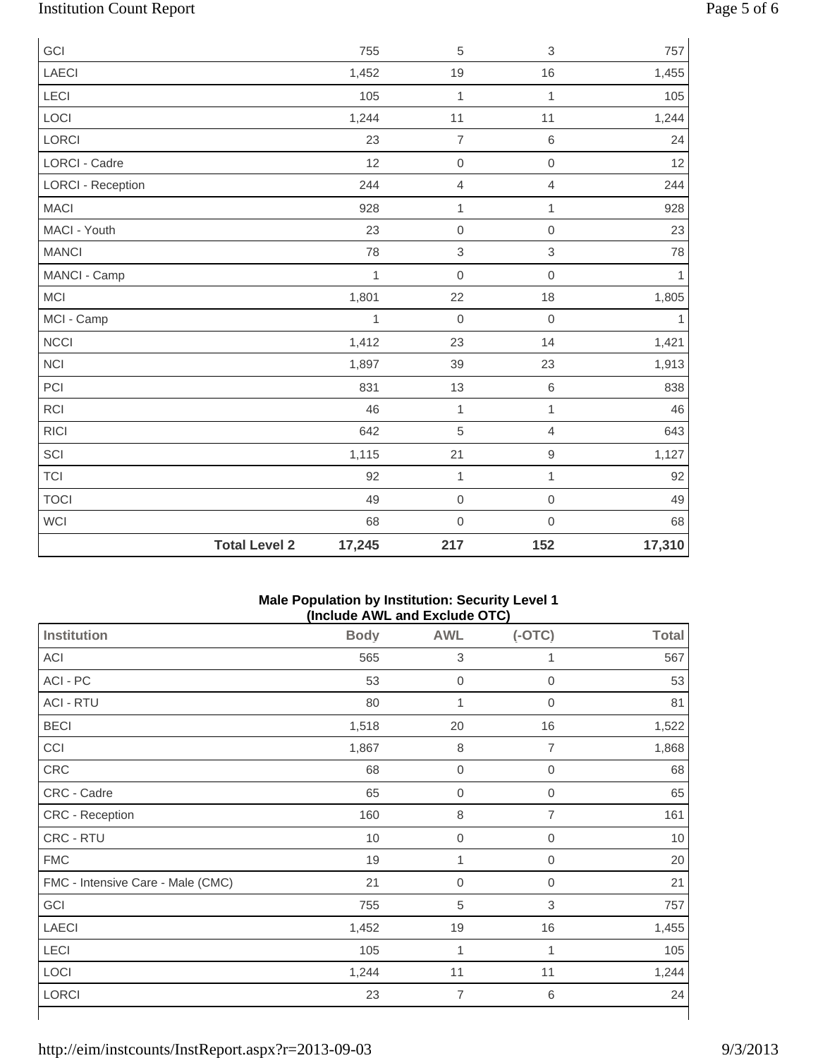| | Body | AWL | (-OTC) | Total |
|---|---|---|---|---|
| GCI | 755 | 5 | 3 | 757 |
| LAECI | 1,452 | 19 | 16 | 1,455 |
| LECI | 105 | 1 | 1 | 105 |
| LOCI | 1,244 | 11 | 11 | 1,244 |
| LORCI | 23 | 7 | 6 | 24 |
| LORCI - Cadre | 12 | 0 | 0 | 12 |
| LORCI - Reception | 244 | 4 | 4 | 244 |
| MACI | 928 | 1 | 1 | 928 |
| MACI - Youth | 23 | 0 | 0 | 23 |
| MANCI | 78 | 3 | 3 | 78 |
| MANCI - Camp | 1 | 0 | 0 | 1 |
| MCI | 1,801 | 22 | 18 | 1,805 |
| MCI - Camp | 1 | 0 | 0 | 1 |
| NCCI | 1,412 | 23 | 14 | 1,421 |
| NCI | 1,897 | 39 | 23 | 1,913 |
| PCI | 831 | 13 | 6 | 838 |
| RCI | 46 | 1 | 1 | 46 |
| RICI | 642 | 5 | 4 | 643 |
| SCI | 1,115 | 21 | 9 | 1,127 |
| TCI | 92 | 1 | 1 | 92 |
| TOCI | 49 | 0 | 0 | 49 |
| WCI | 68 | 0 | 0 | 68 |
| **Total Level 2** | **17,245** | **217** | **152** | **17,310** |

**Male Population by Institution: Security Level 1**
**(Include AWL and Exclude OTC)**

| Institution | Body | AWL | (-OTC) | Total |
|---|---|---|---|---|
| ACI | 565 | 3 | 1 | 567 |
| ACI - PC | 53 | 0 | 0 | 53 |
| ACI - RTU | 80 | 1 | 0 | 81 |
| BECI | 1,518 | 20 | 16 | 1,522 |
| CCI | 1,867 | 8 | 7 | 1,868 |
| CRC | 68 | 0 | 0 | 68 |
| CRC - Cadre | 65 | 0 | 0 | 65 |
| CRC - Reception | 160 | 8 | 7 | 161 |
| CRC - RTU | 10 | 0 | 0 | 10 |
| FMC | 19 | 1 | 0 | 20 |
| FMC - Intensive Care - Male (CMC) | 21 | 0 | 0 | 21 |
| GCI | 755 | 5 | 3 | 757 |
| LAECI | 1,452 | 19 | 16 | 1,455 |
| LECI | 105 | 1 | 1 | 105 |
| LOCI | 1,244 | 11 | 11 | 1,244 |
| LORCI | 23 | 7 | 6 | 24 |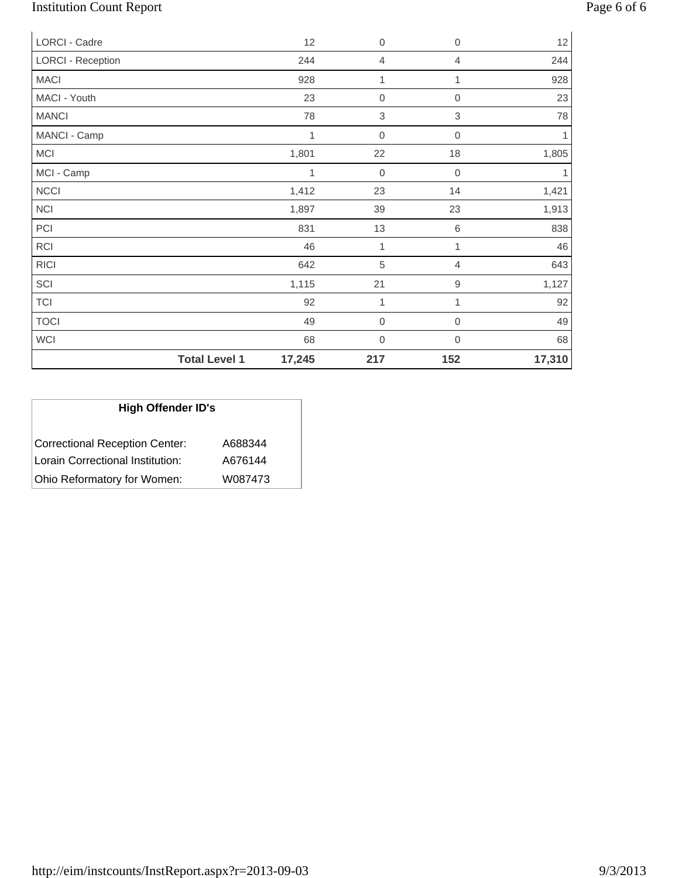| | | | | |
|---|---|---|---|---|
| LORCI - Cadre | 12 | 0 | 0 | 12 |
| LORCI - Reception | 244 | 4 | 4 | 244 |
| MACI | 928 | 1 | 1 | 928 |
| MACI - Youth | 23 | 0 | 0 | 23 |
| MANCI | 78 | 3 | 3 | 78 |
| MANCI - Camp | 1 | 0 | 0 | 1 |
| MCI | 1,801 | 22 | 18 | 1,805 |
| MCI - Camp | 1 | 0 | 0 | 1 |
| NCCI | 1,412 | 23 | 14 | 1,421 |
| NCI | 1,897 | 39 | 23 | 1,913 |
| PCI | 831 | 13 | 6 | 838 |
| RCI | 46 | 1 | 1 | 46 |
| RICI | 642 | 5 | 4 | 643 |
| SCI | 1,115 | 21 | 9 | 1,127 |
| TCI | 92 | 1 | 1 | 92 |
| TOCI | 49 | 0 | 0 | 49 |
| WCI | 68 | 0 | 0 | 68 |
| **Total Level 1** | **17,245** | **217** | **152** | **17,310** |

| High Offender ID's | |
|---|---|
| Correctional Reception Center: | A688344 |
| Lorain Correctional Institution: | A676144 |
| Ohio Reformatory for Women: | W087473 |